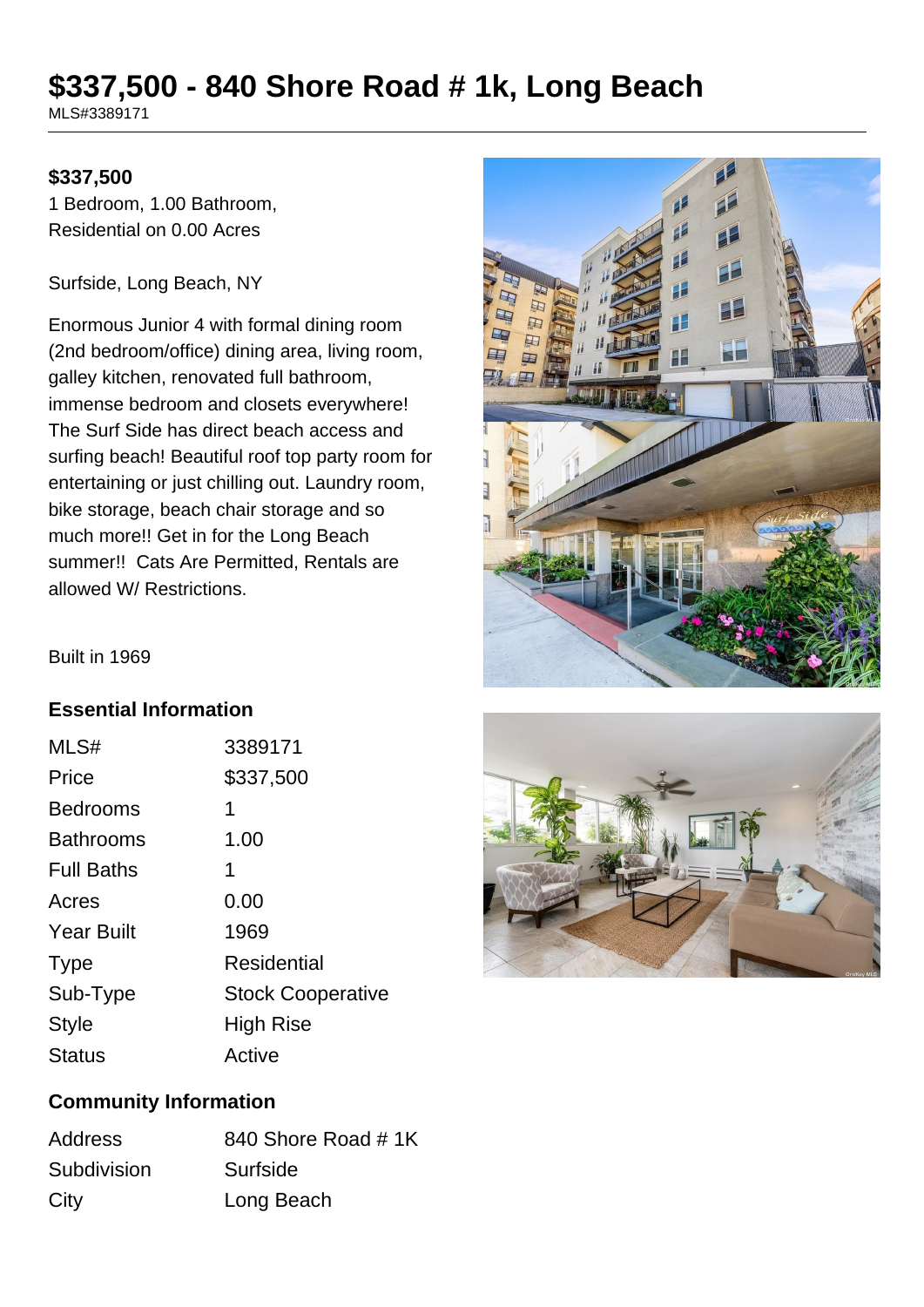# $337,500 - 840 Shore Road # 1k, Long Beach

MLS#3389171

**$337,500**

1 Bedroom, 1.00 Bathroom,
Residential on 0.00 Acres

Surfside, Long Beach, NY

Enormous Junior 4 with formal dining room (2nd bedroom/office) dining area, living room, galley kitchen, renovated full bathroom, immense bedroom and closets everywhere! The Surf Side has direct beach access and surfing beach! Beautiful roof top party room for entertaining or just chilling out. Laundry room, bike storage, beach chair storage and so much more!! Get in for the Long Beach summer!! Cats Are Permitted, Rentals are allowed W/ Restrictions.

Built in 1969

## Essential Information

| | |
|---|---|
| MLS# | 3389171 |
| Price | $337,500 |
| Bedrooms | 1 |
| Bathrooms | 1.00 |
| Full Baths | 1 |
| Acres | 0.00 |
| Year Built | 1969 |
| Type | Residential |
| Sub-Type | Stock Cooperative |
| Style | High Rise |
| Status | Active |

## Community Information

| | |
|---|---|
| Address | 840 Shore Road # 1K |
| Subdivision | Surfside |
| City | Long Beach |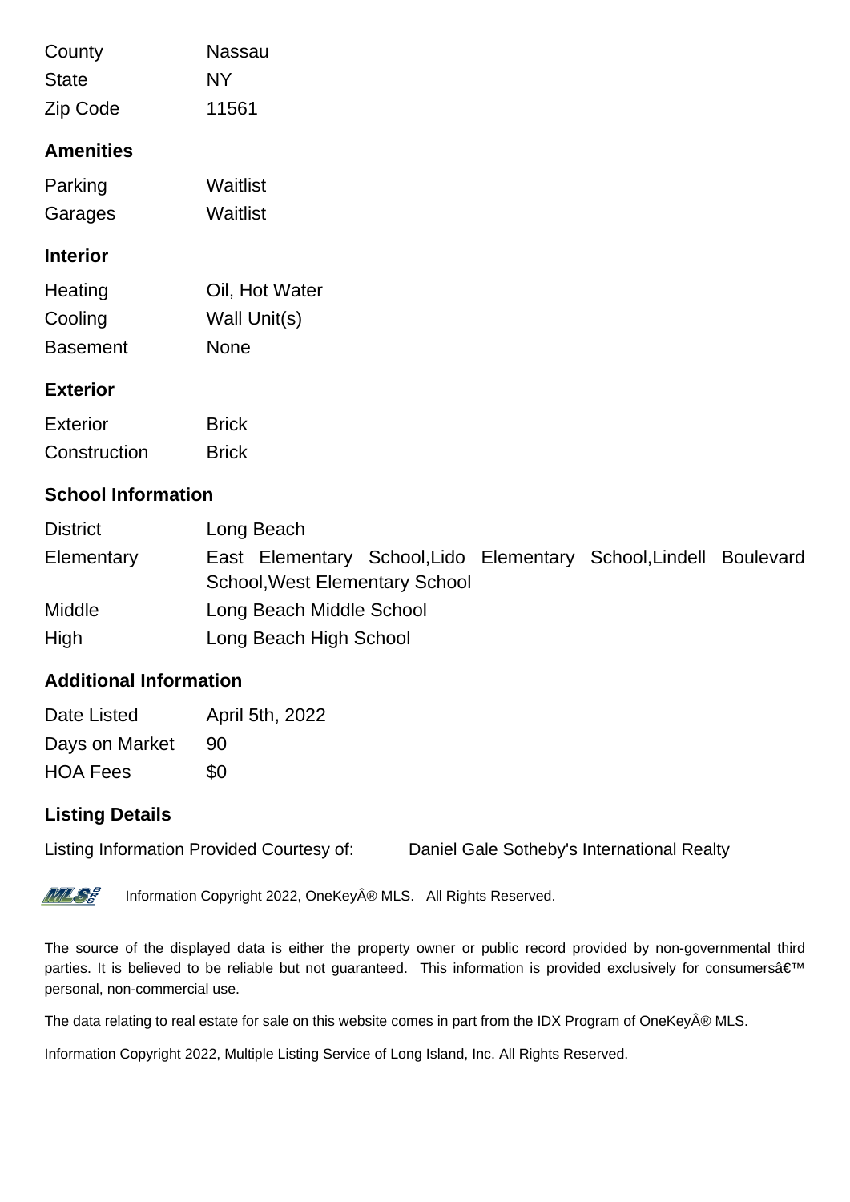| | |
|---|---|
| County | Nassau |
| State | NY |
| Zip Code | 11561 |

## Amenities

| | |
|---|---|
| Parking | Waitlist |
| Garages | Waitlist |

## Interior

| | |
|---|---|
| Heating | Oil, Hot Water |
| Cooling | Wall Unit(s) |
| Basement | None |

## Exterior

| | |
|---|---|
| Exterior | Brick |
| Construction | Brick |

## School Information

| | |
|---|---|
| District | Long Beach |
| Elementary | East Elementary School,Lido Elementary School,Lindell Boulevard School,West Elementary School |
| Middle | Long Beach Middle School |
| High | Long Beach High School |

## Additional Information

| | |
|---|---|
| Date Listed | April 5th, 2022 |
| Days on Market | 90 |
| HOA Fees | $0 |

## Listing Details

Listing Information Provided Courtesy of: Daniel Gale Sotheby's International Realty

Information Copyright 2022, OneKeyÂ® MLS. All Rights Reserved.

The source of the displayed data is either the property owner or public record provided by non-governmental third parties. It is believed to be reliable but not guaranteed. This information is provided exclusively for consumersâ€™ personal, non-commercial use.

The data relating to real estate for sale on this website comes in part from the IDX Program of OneKeyÂ® MLS.

Information Copyright 2022, Multiple Listing Service of Long Island, Inc. All Rights Reserved.